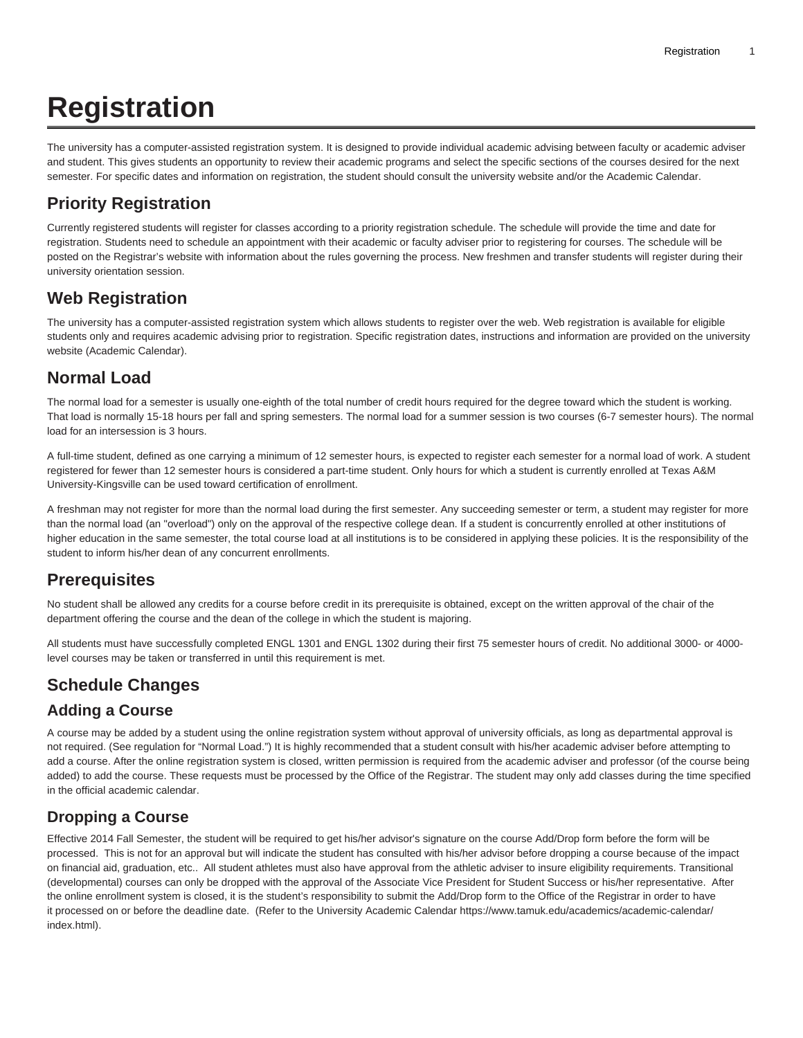# Registration

The university has a computer-assisted registration system. It is designed to provide individual academic advising between faculty or academic adviser and student. This gives students an opportunity to review their academic programs and select the specific sections of the courses desired for the next semester. For specific dates and information on registration, the student should consult the university website and/or the Academic Calendar.

## Priority Registration

Currently registered students will register for classes according to a priority registration schedule. The schedule will provide the time and date for registration. Students need to schedule an appointment with their academic or faculty adviser prior to registering for courses. The schedule will be posted on the Registrar's website with information about the rules governing the process. New freshmen and transfer students will register during their university orientation session.

## Web Registration

The university has a computer-assisted registration system which allows students to register over the web. Web registration is available for eligible students only and requires academic advising prior to registration. Specific registration dates, instructions and information are provided on the university website (Academic Calendar).

## Normal Load

The normal load for a semester is usually one-eighth of the total number of credit hours required for the degree toward which the student is working. That load is normally 15-18 hours per fall and spring semesters. The normal load for a summer session is two courses (6-7 semester hours). The normal load for an intersession is 3 hours.

A full-time student, defined as one carrying a minimum of 12 semester hours, is expected to register each semester for a normal load of work. A student registered for fewer than 12 semester hours is considered a part-time student. Only hours for which a student is currently enrolled at Texas A&M University-Kingsville can be used toward certification of enrollment.

A freshman may not register for more than the normal load during the first semester. Any succeeding semester or term, a student may register for more than the normal load (an "overload") only on the approval of the respective college dean. If a student is concurrently enrolled at other institutions of higher education in the same semester, the total course load at all institutions is to be considered in applying these policies. It is the responsibility of the student to inform his/her dean of any concurrent enrollments.

## Prerequisites

No student shall be allowed any credits for a course before credit in its prerequisite is obtained, except on the written approval of the chair of the department offering the course and the dean of the college in which the student is majoring.

All students must have successfully completed ENGL 1301 and ENGL 1302 during their first 75 semester hours of credit. No additional 3000- or 4000-level courses may be taken or transferred in until this requirement is met.

## Schedule Changes

### Adding a Course

A course may be added by a student using the online registration system without approval of university officials, as long as departmental approval is not required. (See regulation for "Normal Load.") It is highly recommended that a student consult with his/her academic adviser before attempting to add a course. After the online registration system is closed, written permission is required from the academic adviser and professor (of the course being added) to add the course. These requests must be processed by the Office of the Registrar. The student may only add classes during the time specified in the official academic calendar.

### Dropping a Course

Effective 2014 Fall Semester, the student will be required to get his/her advisor's signature on the course Add/Drop form before the form will be processed. This is not for an approval but will indicate the student has consulted with his/her advisor before dropping a course because of the impact on financial aid, graduation, etc.. All student athletes must also have approval from the athletic adviser to insure eligibility requirements. Transitional (developmental) courses can only be dropped with the approval of the Associate Vice President for Student Success or his/her representative. After the online enrollment system is closed, it is the student's responsibility to submit the Add/Drop form to the Office of the Registrar in order to have it processed on or before the deadline date. (Refer to the University Academic Calendar https://www.tamuk.edu/academics/academic-calendar/index.html).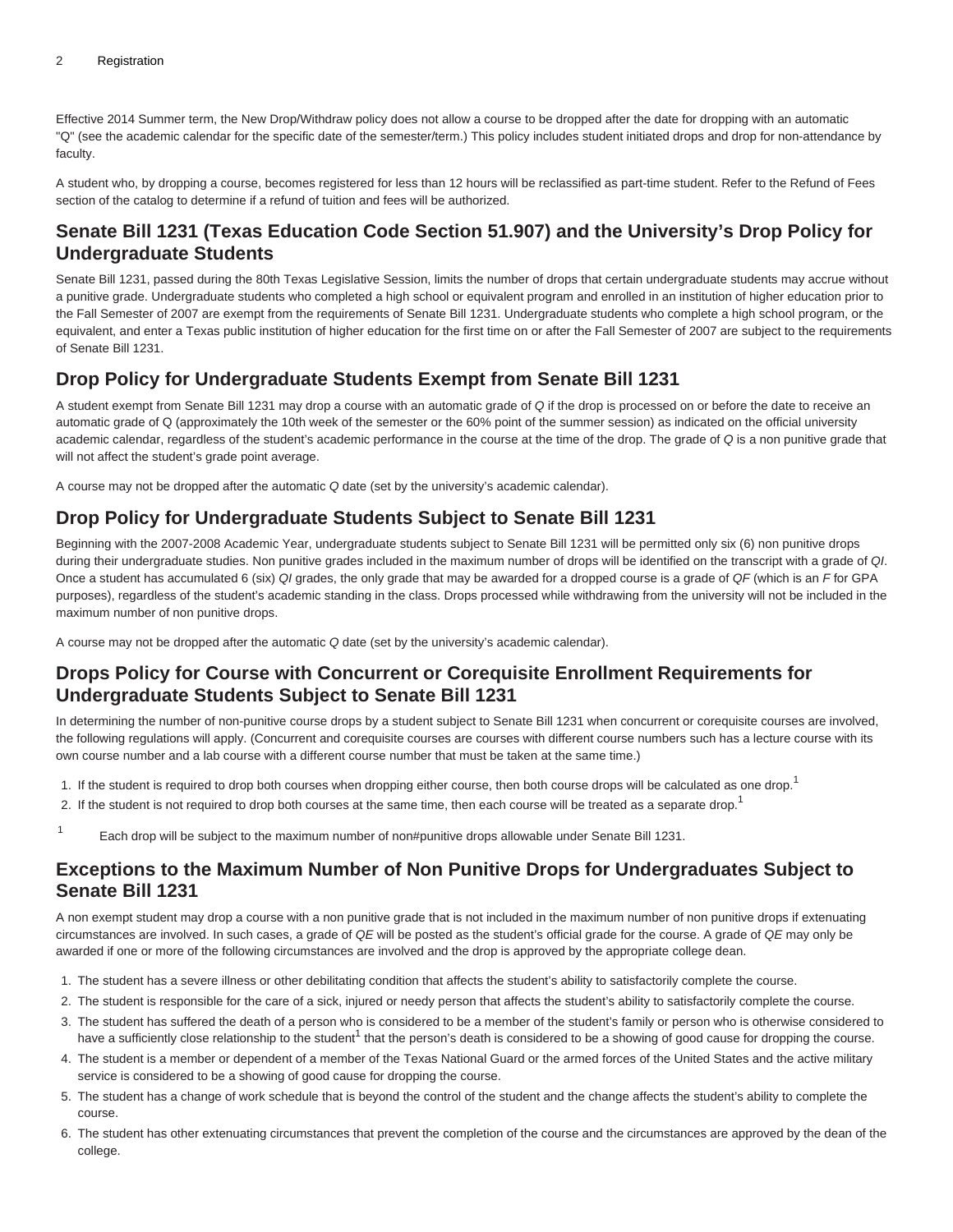Effective 2014 Summer term, the New Drop/Withdraw policy does not allow a course to be dropped after the date for dropping with an automatic "Q" (see the academic calendar for the specific date of the semester/term.) This policy includes student initiated drops and drop for non-attendance by faculty.

A student who, by dropping a course, becomes registered for less than 12 hours will be reclassified as part-time student. Refer to the Refund of Fees section of the catalog to determine if a refund of tuition and fees will be authorized.

## Senate Bill 1231 (Texas Education Code Section 51.907) and the University's Drop Policy for Undergraduate Students

Senate Bill 1231, passed during the 80th Texas Legislative Session, limits the number of drops that certain undergraduate students may accrue without a punitive grade. Undergraduate students who completed a high school or equivalent program and enrolled in an institution of higher education prior to the Fall Semester of 2007 are exempt from the requirements of Senate Bill 1231. Undergraduate students who complete a high school program, or the equivalent, and enter a Texas public institution of higher education for the first time on or after the Fall Semester of 2007 are subject to the requirements of Senate Bill 1231.

## Drop Policy for Undergraduate Students Exempt from Senate Bill 1231

A student exempt from Senate Bill 1231 may drop a course with an automatic grade of *Q* if the drop is processed on or before the date to receive an automatic grade of Q (approximately the 10th week of the semester or the 60% point of the summer session) as indicated on the official university academic calendar, regardless of the student's academic performance in the course at the time of the drop. The grade of *Q* is a non punitive grade that will not affect the student's grade point average.

A course may not be dropped after the automatic *Q* date (set by the university's academic calendar).

## Drop Policy for Undergraduate Students Subject to Senate Bill 1231

Beginning with the 2007-2008 Academic Year, undergraduate students subject to Senate Bill 1231 will be permitted only six (6) non punitive drops during their undergraduate studies. Non punitive grades included in the maximum number of drops will be identified on the transcript with a grade of *QI*. Once a student has accumulated 6 (six) *QI* grades, the only grade that may be awarded for a dropped course is a grade of *QF* (which is an *F* for GPA purposes), regardless of the student's academic standing in the class. Drops processed while withdrawing from the university will not be included in the maximum number of non punitive drops.

A course may not be dropped after the automatic *Q* date (set by the university's academic calendar).

## Drops Policy for Course with Concurrent or Corequisite Enrollment Requirements for Undergraduate Students Subject to Senate Bill 1231

In determining the number of non-punitive course drops by a student subject to Senate Bill 1231 when concurrent or corequisite courses are involved, the following regulations will apply. (Concurrent and corequisite courses are courses with different course numbers such has a lecture course with its own course number and a lab course with a different course number that must be taken at the same time.)

1. If the student is required to drop both courses when dropping either course, then both course drops will be calculated as one drop.[1]
2. If the student is not required to drop both courses at the same time, then each course will be treated as a separate drop.[1]

[1] Each drop will be subject to the maximum number of non#punitive drops allowable under Senate Bill 1231.

## Exceptions to the Maximum Number of Non Punitive Drops for Undergraduates Subject to Senate Bill 1231

A non exempt student may drop a course with a non punitive grade that is not included in the maximum number of non punitive drops if extenuating circumstances are involved. In such cases, a grade of *QE* will be posted as the student's official grade for the course. A grade of *QE* may only be awarded if one or more of the following circumstances are involved and the drop is approved by the appropriate college dean.

1. The student has a severe illness or other debilitating condition that affects the student's ability to satisfactorily complete the course.
2. The student is responsible for the care of a sick, injured or needy person that affects the student's ability to satisfactorily complete the course.
3. The student has suffered the death of a person who is considered to be a member of the student's family or person who is otherwise considered to have a sufficiently close relationship to the student[1] that the person's death is considered to be a showing of good cause for dropping the course.
4. The student is a member or dependent of a member of the Texas National Guard or the armed forces of the United States and the active military service is considered to be a showing of good cause for dropping the course.
5. The student has a change of work schedule that is beyond the control of the student and the change affects the student's ability to complete the course.
6. The student has other extenuating circumstances that prevent the completion of the course and the circumstances are approved by the dean of the college.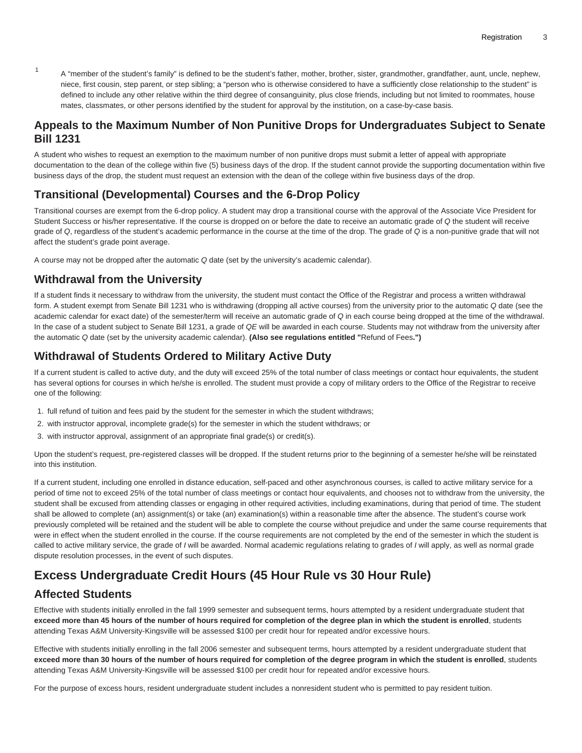[1] A "member of the student's family" is defined to be the student's father, mother, brother, sister, grandmother, grandfather, aunt, uncle, nephew, niece, first cousin, step parent, or step sibling; a "person who is otherwise considered to have a sufficiently close relationship to the student" is defined to include any other relative within the third degree of consanguinity, plus close friends, including but not limited to roommates, house mates, classmates, or other persons identified by the student for approval by the institution, on a case-by-case basis.

## Appeals to the Maximum Number of Non Punitive Drops for Undergraduates Subject to Senate Bill 1231

A student who wishes to request an exemption to the maximum number of non punitive drops must submit a letter of appeal with appropriate documentation to the dean of the college within five (5) business days of the drop. If the student cannot provide the supporting documentation within five business days of the drop, the student must request an extension with the dean of the college within five business days of the drop.

## Transitional (Developmental) Courses and the 6-Drop Policy

Transitional courses are exempt from the 6-drop policy. A student may drop a transitional course with the approval of the Associate Vice President for Student Success or his/her representative. If the course is dropped on or before the date to receive an automatic grade of *Q* the student will receive grade of *Q*, regardless of the student's academic performance in the course at the time of the drop. The grade of *Q* is a non-punitive grade that will not affect the student's grade point average.

A course may not be dropped after the automatic *Q* date (set by the university's academic calendar).

## Withdrawal from the University

If a student finds it necessary to withdraw from the university, the student must contact the Office of the Registrar and process a written withdrawal form. A student exempt from Senate Bill 1231 who is withdrawing (dropping all active courses) from the university prior to the automatic *Q* date (see the academic calendar for exact date) of the semester/term will receive an automatic grade of *Q* in each course being dropped at the time of the withdrawal. In the case of a student subject to Senate Bill 1231, a grade of *QE* will be awarded in each course. Students may not withdraw from the university after the automatic *Q* date (set by the university academic calendar). **(Also see regulations entitled "**Refund of Fees**.")**

## Withdrawal of Students Ordered to Military Active Duty

If a current student is called to active duty, and the duty will exceed 25% of the total number of class meetings or contact hour equivalents, the student has several options for courses in which he/she is enrolled. The student must provide a copy of military orders to the Office of the Registrar to receive one of the following:

1. full refund of tuition and fees paid by the student for the semester in which the student withdraws;
2. with instructor approval, incomplete grade(s) for the semester in which the student withdraws; or
3. with instructor approval, assignment of an appropriate final grade(s) or credit(s).

Upon the student's request, pre-registered classes will be dropped. If the student returns prior to the beginning of a semester he/she will be reinstated into this institution.

If a current student, including one enrolled in distance education, self-paced and other asynchronous courses, is called to active military service for a period of time not to exceed 25% of the total number of class meetings or contact hour equivalents, and chooses not to withdraw from the university, the student shall be excused from attending classes or engaging in other required activities, including examinations, during that period of time. The student shall be allowed to complete (an) assignment(s) or take (an) examination(s) within a reasonable time after the absence. The student's course work previously completed will be retained and the student will be able to complete the course without prejudice and under the same course requirements that were in effect when the student enrolled in the course. If the course requirements are not completed by the end of the semester in which the student is called to active military service, the grade of *I* will be awarded. Normal academic regulations relating to grades of *I* will apply, as well as normal grade dispute resolution processes, in the event of such disputes.

# Excess Undergraduate Credit Hours (45 Hour Rule vs 30 Hour Rule)

## Affected Students

Effective with students initially enrolled in the fall 1999 semester and subsequent terms, hours attempted by a resident undergraduate student that **exceed more than 45 hours of the number of hours required for completion of the degree plan in which the student is enrolled**, students attending Texas A&M University-Kingsville will be assessed $100 per credit hour for repeated and/or excessive hours.

Effective with students initially enrolling in the fall 2006 semester and subsequent terms, hours attempted by a resident undergraduate student that **exceed more than 30 hours of the number of hours required for completion of the degree program in which the student is enrolled**, students attending Texas A&M University-Kingsville will be assessed $100 per credit hour for repeated and/or excessive hours.

For the purpose of excess hours, resident undergraduate student includes a nonresident student who is permitted to pay resident tuition.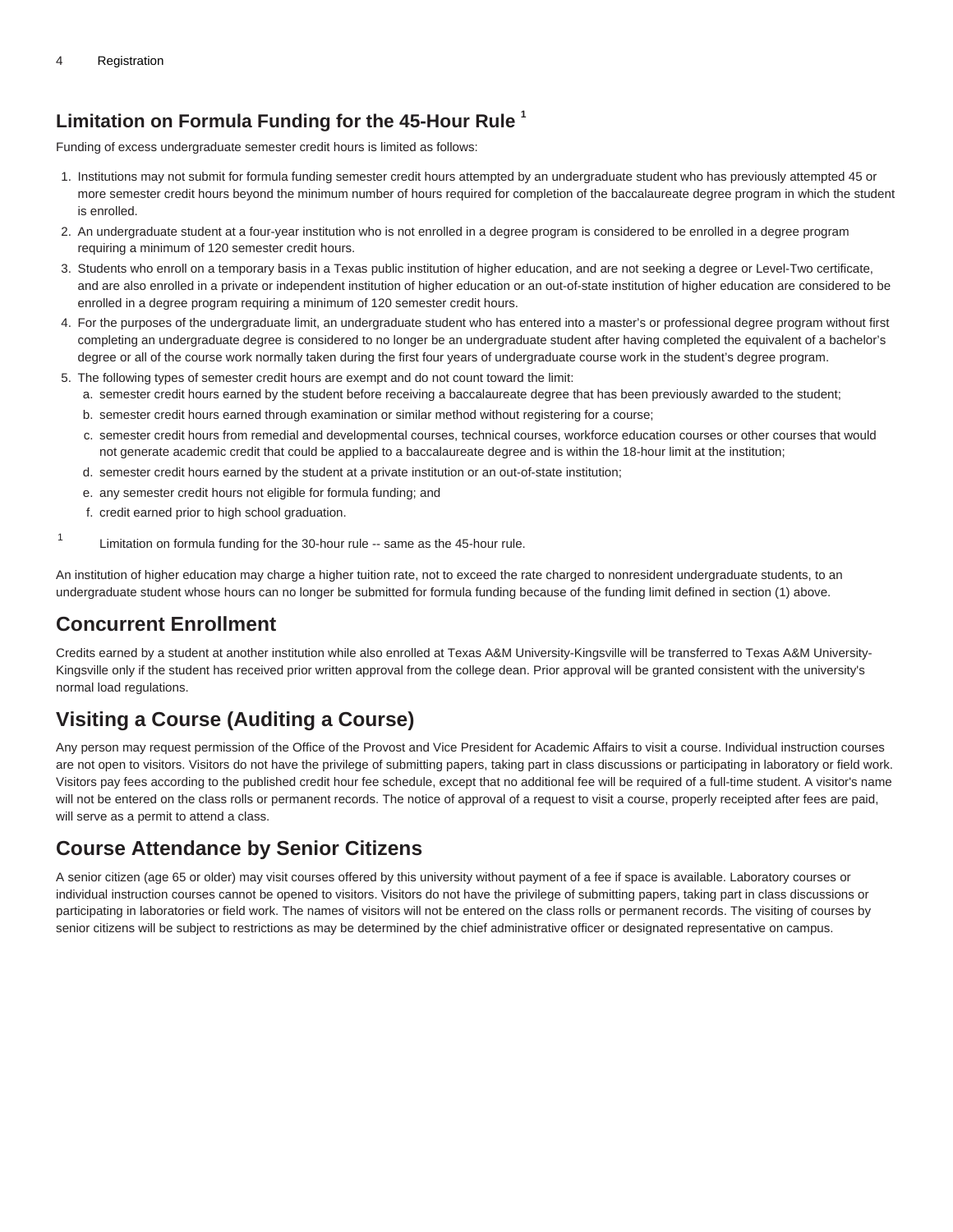## Limitation on Formula Funding for the 45-Hour Rule [1]

Funding of excess undergraduate semester credit hours is limited as follows:

1. Institutions may not submit for formula funding semester credit hours attempted by an undergraduate student who has previously attempted 45 or more semester credit hours beyond the minimum number of hours required for completion of the baccalaureate degree program in which the student is enrolled.
2. An undergraduate student at a four-year institution who is not enrolled in a degree program is considered to be enrolled in a degree program requiring a minimum of 120 semester credit hours.
3. Students who enroll on a temporary basis in a Texas public institution of higher education, and are not seeking a degree or Level-Two certificate, and are also enrolled in a private or independent institution of higher education or an out-of-state institution of higher education are considered to be enrolled in a degree program requiring a minimum of 120 semester credit hours.
4. For the purposes of the undergraduate limit, an undergraduate student who has entered into a master's or professional degree program without first completing an undergraduate degree is considered to no longer be an undergraduate student after having completed the equivalent of a bachelor's degree or all of the course work normally taken during the first four years of undergraduate course work in the student's degree program.
5. The following types of semester credit hours are exempt and do not count toward the limit:
   a. semester credit hours earned by the student before receiving a baccalaureate degree that has been previously awarded to the student;
   b. semester credit hours earned through examination or similar method without registering for a course;
   c. semester credit hours from remedial and developmental courses, technical courses, workforce education courses or other courses that would not generate academic credit that could be applied to a baccalaureate degree and is within the 18-hour limit at the institution;
   d. semester credit hours earned by the student at a private institution or an out-of-state institution;
   e. any semester credit hours not eligible for formula funding; and
   f. credit earned prior to high school graduation.

[1] Limitation on formula funding for the 30-hour rule -- same as the 45-hour rule.

An institution of higher education may charge a higher tuition rate, not to exceed the rate charged to nonresident undergraduate students, to an undergraduate student whose hours can no longer be submitted for formula funding because of the funding limit defined in section (1) above.

## Concurrent Enrollment

Credits earned by a student at another institution while also enrolled at Texas A&M University-Kingsville will be transferred to Texas A&M University-Kingsville only if the student has received prior written approval from the college dean. Prior approval will be granted consistent with the university's normal load regulations.

## Visiting a Course (Auditing a Course)

Any person may request permission of the Office of the Provost and Vice President for Academic Affairs to visit a course. Individual instruction courses are not open to visitors. Visitors do not have the privilege of submitting papers, taking part in class discussions or participating in laboratory or field work. Visitors pay fees according to the published credit hour fee schedule, except that no additional fee will be required of a full-time student. A visitor's name will not be entered on the class rolls or permanent records. The notice of approval of a request to visit a course, properly receipted after fees are paid, will serve as a permit to attend a class.

## Course Attendance by Senior Citizens

A senior citizen (age 65 or older) may visit courses offered by this university without payment of a fee if space is available. Laboratory courses or individual instruction courses cannot be opened to visitors. Visitors do not have the privilege of submitting papers, taking part in class discussions or participating in laboratories or field work. The names of visitors will not be entered on the class rolls or permanent records. The visiting of courses by senior citizens will be subject to restrictions as may be determined by the chief administrative officer or designated representative on campus.